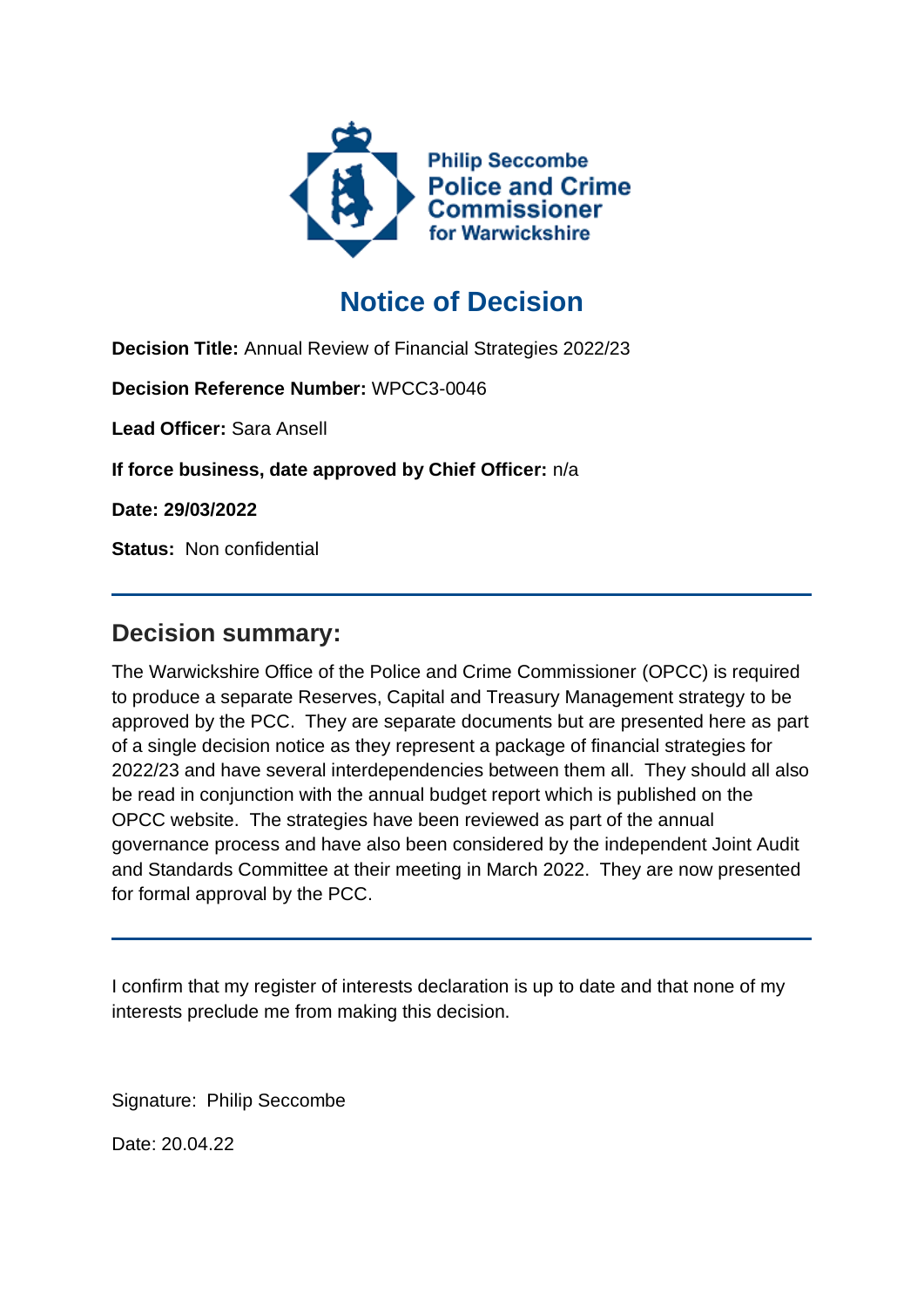Philip Seccombe
Police and Crime Commissioner
for Warwickshire

# Notice of Decision

**Decision Title:** Annual Review of Financial Strategies 2022/23

**Decision Reference Number:** WPCC3-0046

**Lead Officer:** Sara Ansell

**If force business, date approved by Chief Officer:** n/a

**Date: 29/03/2022**

**Status:** Non confidential

---

## Decision summary:

The Warwickshire Office of the Police and Crime Commissioner (OPCC) is required to produce a separate Reserves, Capital and Treasury Management strategy to be approved by the PCC. They are separate documents but are presented here as part of a single decision notice as they represent a package of financial strategies for 2022/23 and have several interdependencies between them all. They should all also be read in conjunction with the annual budget report which is published on the OPCC website. The strategies have been reviewed as part of the annual governance process and have also been considered by the independent Joint Audit and Standards Committee at their meeting in March 2022. They are now presented for formal approval by the PCC.

---

I confirm that my register of interests declaration is up to date and that none of my interests preclude me from making this decision.

Signature: Philip Seccombe

Date: 20.04.22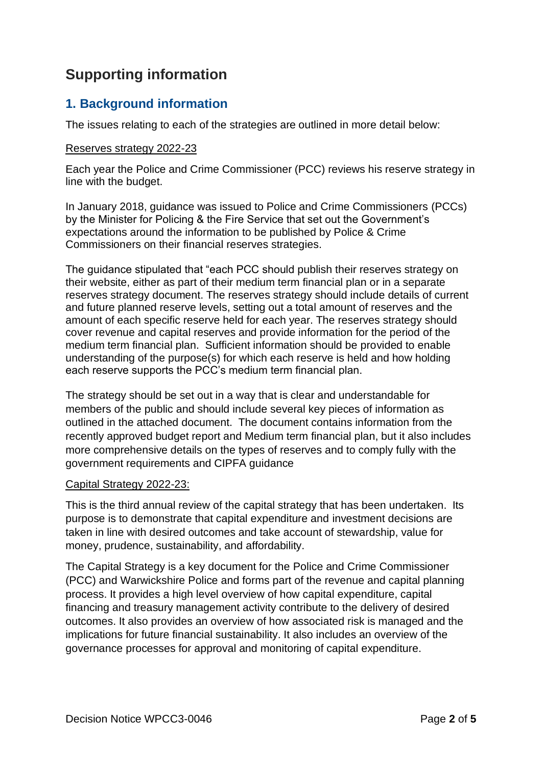# Supporting information

## 1. Background information

The issues relating to each of the strategies are outlined in more detail below:

Reserves strategy 2022-23

Each year the Police and Crime Commissioner (PCC) reviews his reserve strategy in line with the budget.

In January 2018, guidance was issued to Police and Crime Commissioners (PCCs) by the Minister for Policing & the Fire Service that set out the Government's expectations around the information to be published by Police & Crime Commissioners on their financial reserves strategies.

The guidance stipulated that "each PCC should publish their reserves strategy on their website, either as part of their medium term financial plan or in a separate reserves strategy document. The reserves strategy should include details of current and future planned reserve levels, setting out a total amount of reserves and the amount of each specific reserve held for each year. The reserves strategy should cover revenue and capital reserves and provide information for the period of the medium term financial plan. Sufficient information should be provided to enable understanding of the purpose(s) for which each reserve is held and how holding each reserve supports the PCC's medium term financial plan.

The strategy should be set out in a way that is clear and understandable for members of the public and should include several key pieces of information as outlined in the attached document. The document contains information from the recently approved budget report and Medium term financial plan, but it also includes more comprehensive details on the types of reserves and to comply fully with the government requirements and CIPFA guidance

Capital Strategy 2022-23:

This is the third annual review of the capital strategy that has been undertaken. Its purpose is to demonstrate that capital expenditure and investment decisions are taken in line with desired outcomes and take account of stewardship, value for money, prudence, sustainability, and affordability.

The Capital Strategy is a key document for the Police and Crime Commissioner (PCC) and Warwickshire Police and forms part of the revenue and capital planning process. It provides a high level overview of how capital expenditure, capital financing and treasury management activity contribute to the delivery of desired outcomes. It also provides an overview of how associated risk is managed and the implications for future financial sustainability. It also includes an overview of the governance processes for approval and monitoring of capital expenditure.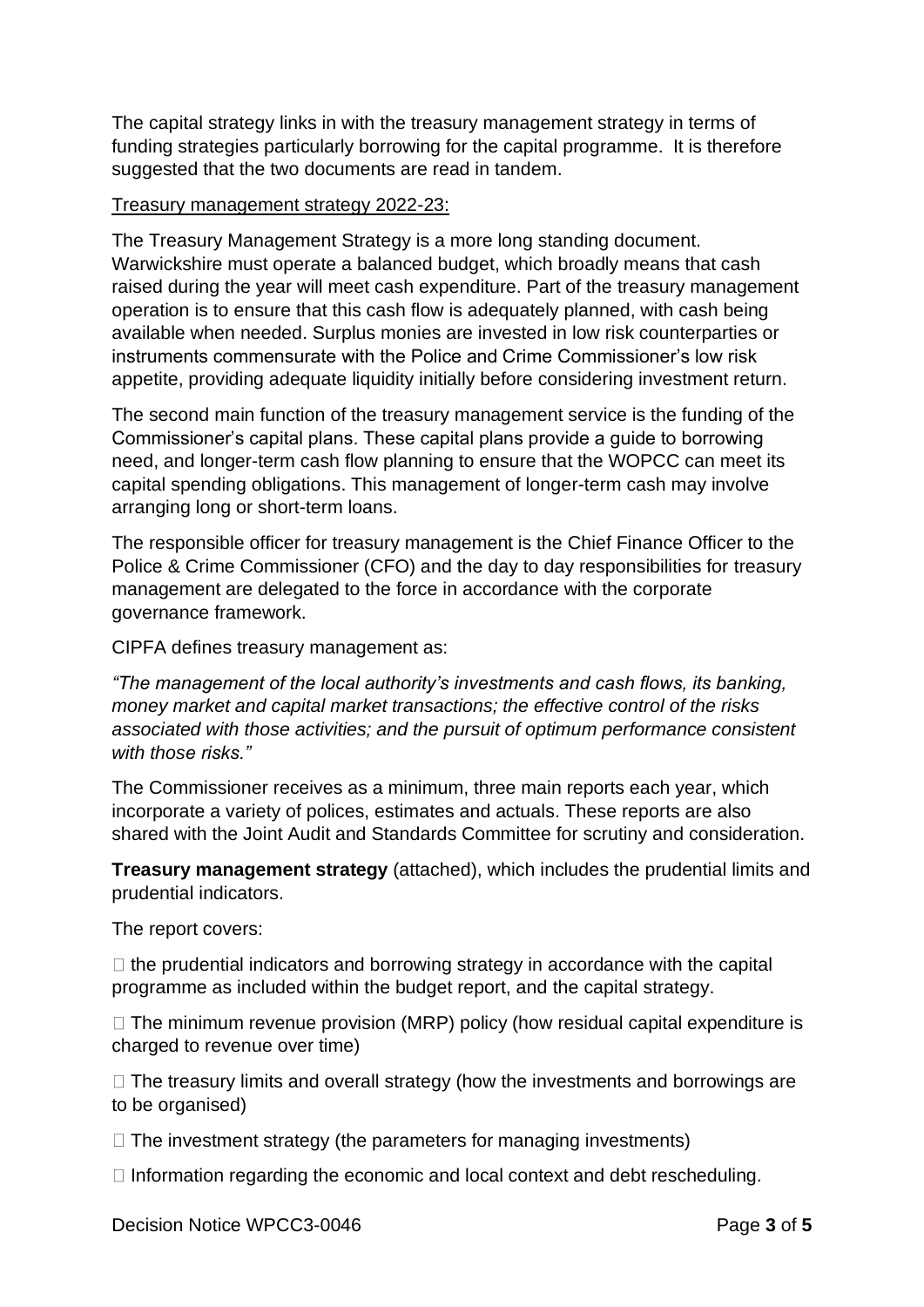The capital strategy links in with the treasury management strategy in terms of funding strategies particularly borrowing for the capital programme. It is therefore suggested that the two documents are read in tandem.

Treasury management strategy 2022-23:

The Treasury Management Strategy is a more long standing document. Warwickshire must operate a balanced budget, which broadly means that cash raised during the year will meet cash expenditure. Part of the treasury management operation is to ensure that this cash flow is adequately planned, with cash being available when needed. Surplus monies are invested in low risk counterparties or instruments commensurate with the Police and Crime Commissioner's low risk appetite, providing adequate liquidity initially before considering investment return.

The second main function of the treasury management service is the funding of the Commissioner's capital plans. These capital plans provide a guide to borrowing need, and longer-term cash flow planning to ensure that the WOPCC can meet its capital spending obligations. This management of longer-term cash may involve arranging long or short-term loans.

The responsible officer for treasury management is the Chief Finance Officer to the Police & Crime Commissioner (CFO) and the day to day responsibilities for treasury management are delegated to the force in accordance with the corporate governance framework.

CIPFA defines treasury management as:

*"The management of the local authority's investments and cash flows, its banking, money market and capital market transactions; the effective control of the risks associated with those activities; and the pursuit of optimum performance consistent with those risks."*

The Commissioner receives as a minimum, three main reports each year, which incorporate a variety of polices, estimates and actuals. These reports are also shared with the Joint Audit and Standards Committee for scrutiny and consideration.

**Treasury management strategy** (attached), which includes the prudential limits and prudential indicators.

The report covers:

- the prudential indicators and borrowing strategy in accordance with the capital programme as included within the budget report, and the capital strategy.
- The minimum revenue provision (MRP) policy (how residual capital expenditure is charged to revenue over time)
- The treasury limits and overall strategy (how the investments and borrowings are to be organised)
- The investment strategy (the parameters for managing investments)
- Information regarding the economic and local context and debt rescheduling.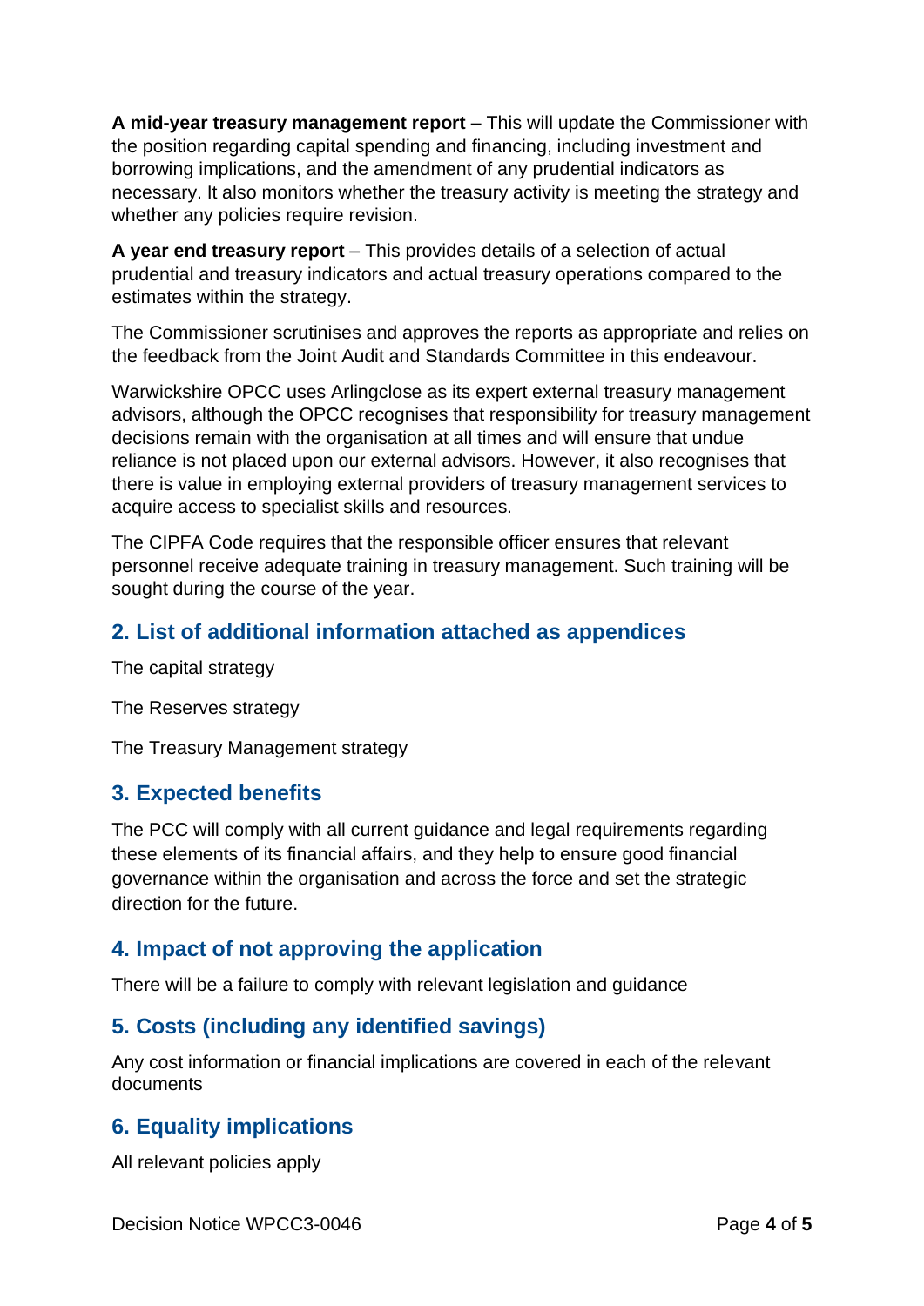**A mid-year treasury management report** – This will update the Commissioner with the position regarding capital spending and financing, including investment and borrowing implications, and the amendment of any prudential indicators as necessary. It also monitors whether the treasury activity is meeting the strategy and whether any policies require revision.

**A year end treasury report** – This provides details of a selection of actual prudential and treasury indicators and actual treasury operations compared to the estimates within the strategy.

The Commissioner scrutinises and approves the reports as appropriate and relies on the feedback from the Joint Audit and Standards Committee in this endeavour.

Warwickshire OPCC uses Arlingclose as its expert external treasury management advisors, although the OPCC recognises that responsibility for treasury management decisions remain with the organisation at all times and will ensure that undue reliance is not placed upon our external advisors. However, it also recognises that there is value in employing external providers of treasury management services to acquire access to specialist skills and resources.

The CIPFA Code requires that the responsible officer ensures that relevant personnel receive adequate training in treasury management. Such training will be sought during the course of the year.

## 2. List of additional information attached as appendices

The capital strategy

The Reserves strategy

The Treasury Management strategy

## 3. Expected benefits

The PCC will comply with all current guidance and legal requirements regarding these elements of its financial affairs, and they help to ensure good financial governance within the organisation and across the force and set the strategic direction for the future.

## 4. Impact of not approving the application

There will be a failure to comply with relevant legislation and guidance

## 5. Costs (including any identified savings)

Any cost information or financial implications are covered in each of the relevant documents

## 6. Equality implications

All relevant policies apply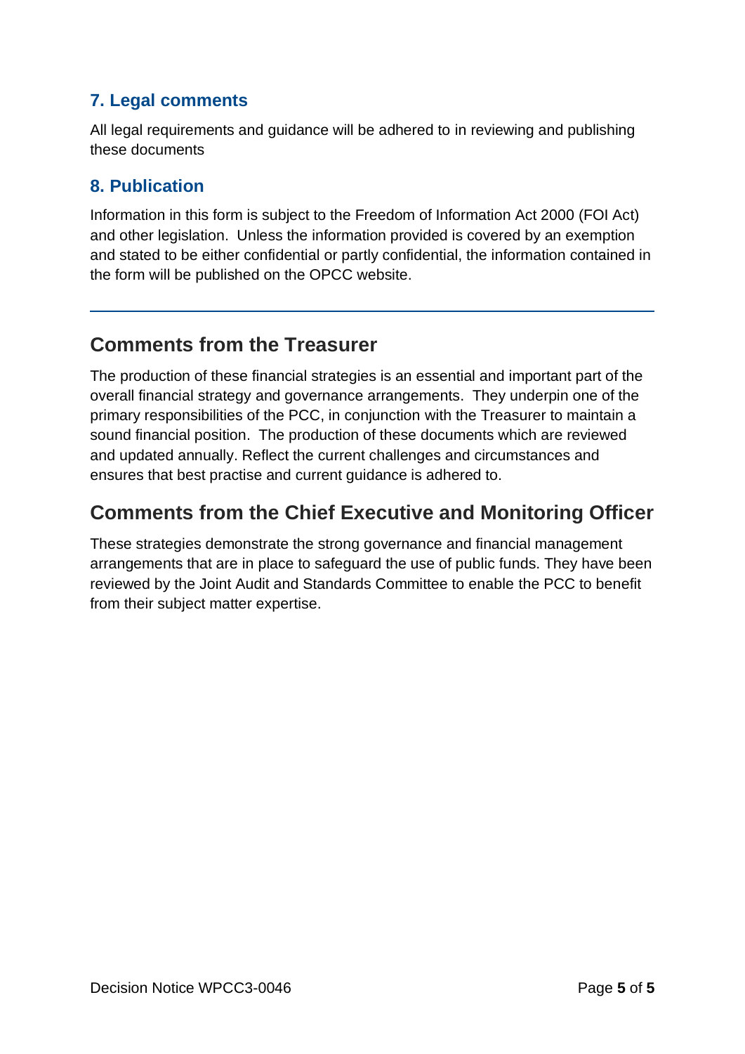### 7. Legal comments

All legal requirements and guidance will be adhered to in reviewing and publishing these documents

### 8. Publication

Information in this form is subject to the Freedom of Information Act 2000 (FOI Act) and other legislation. Unless the information provided is covered by an exemption and stated to be either confidential or partly confidential, the information contained in the form will be published on the OPCC website.

---

## Comments from the Treasurer

The production of these financial strategies is an essential and important part of the overall financial strategy and governance arrangements. They underpin one of the primary responsibilities of the PCC, in conjunction with the Treasurer to maintain a sound financial position. The production of these documents which are reviewed and updated annually. Reflect the current challenges and circumstances and ensures that best practise and current guidance is adhered to.

## Comments from the Chief Executive and Monitoring Officer

These strategies demonstrate the strong governance and financial management arrangements that are in place to safeguard the use of public funds. They have been reviewed by the Joint Audit and Standards Committee to enable the PCC to benefit from their subject matter expertise.